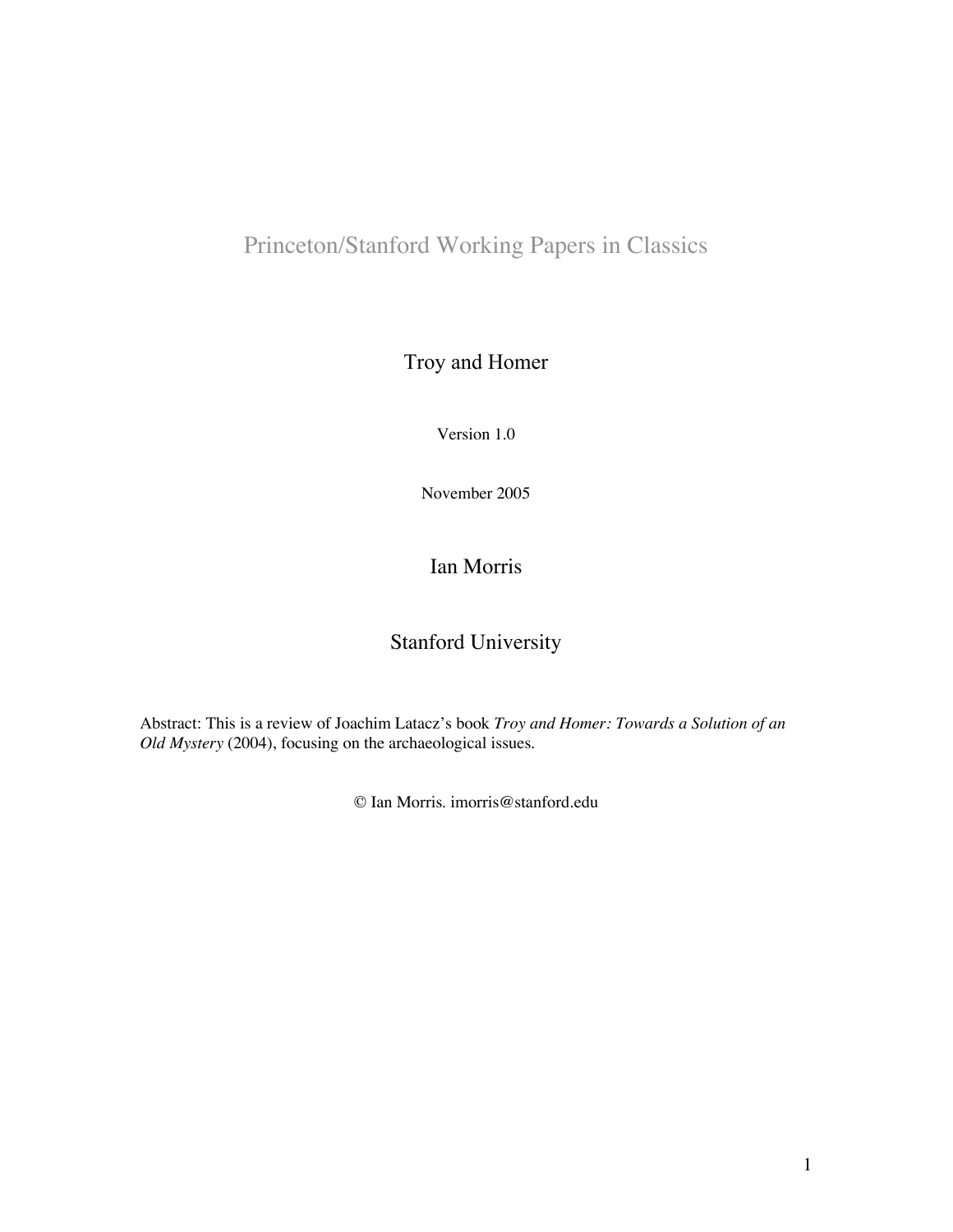Princeton/Stanford Working Papers in Classics

# Troy and Homer

Version 1.0

November 2005

## Ian Morris

## Stanford University

Abstract: This is a review of Joachim Latacz's book *Troy and Homer: Towards a Solution of an Old Mystery* (2004), focusing on the archaeological issues.

© Ian Morris. imorris@stanford.edu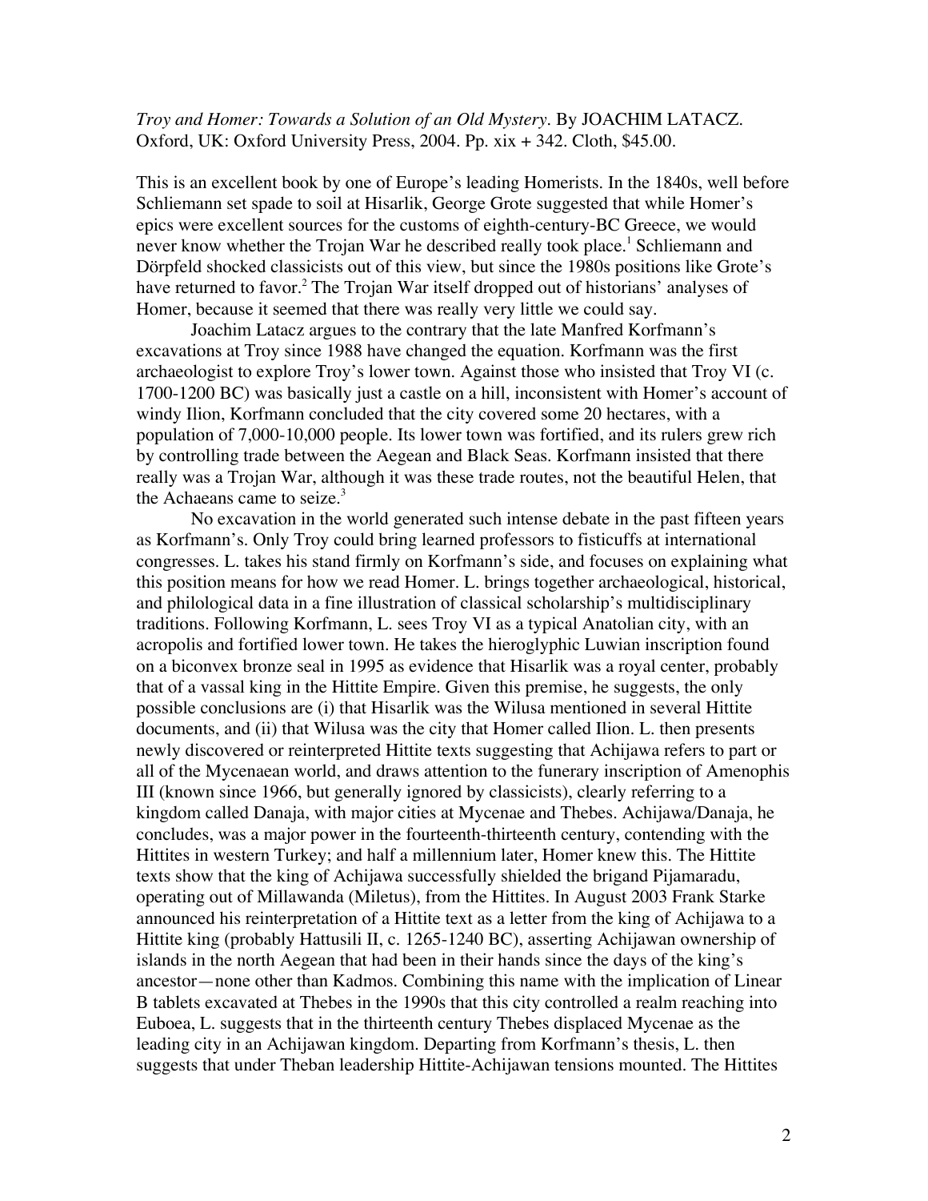*Troy and Homer: Towards a Solution of an Old Mystery*. By JOACHIM LATACZ. Oxford, UK: Oxford University Press, 2004. Pp. xix + 342. Cloth, $45.00.

This is an excellent book by one of Europe's leading Homerists. In the 1840s, well before Schliemann set spade to soil at Hisarlik, George Grote suggested that while Homer's epics were excellent sources for the customs of eighth-century-BC Greece, we would never know whether the Trojan War he described really took place.[1] Schliemann and Dörpfeld shocked classicists out of this view, but since the 1980s positions like Grote's have returned to favor.[2] The Trojan War itself dropped out of historians' analyses of Homer, because it seemed that there was really very little we could say.

Joachim Latacz argues to the contrary that the late Manfred Korfmann's excavations at Troy since 1988 have changed the equation. Korfmann was the first archaeologist to explore Troy's lower town. Against those who insisted that Troy VI (c. 1700-1200 BC) was basically just a castle on a hill, inconsistent with Homer's account of windy Ilion, Korfmann concluded that the city covered some 20 hectares, with a population of 7,000-10,000 people. Its lower town was fortified, and its rulers grew rich by controlling trade between the Aegean and Black Seas. Korfmann insisted that there really was a Trojan War, although it was these trade routes, not the beautiful Helen, that the Achaeans came to seize.[3]

No excavation in the world generated such intense debate in the past fifteen years as Korfmann's. Only Troy could bring learned professors to fisticuffs at international congresses. L. takes his stand firmly on Korfmann's side, and focuses on explaining what this position means for how we read Homer. L. brings together archaeological, historical, and philological data in a fine illustration of classical scholarship's multidisciplinary traditions. Following Korfmann, L. sees Troy VI as a typical Anatolian city, with an acropolis and fortified lower town. He takes the hieroglyphic Luwian inscription found on a biconvex bronze seal in 1995 as evidence that Hisarlik was a royal center, probably that of a vassal king in the Hittite Empire. Given this premise, he suggests, the only possible conclusions are (i) that Hisarlik was the Wilusa mentioned in several Hittite documents, and (ii) that Wilusa was the city that Homer called Ilion. L. then presents newly discovered or reinterpreted Hittite texts suggesting that Achijawa refers to part or all of the Mycenaean world, and draws attention to the funerary inscription of Amenophis III (known since 1966, but generally ignored by classicists), clearly referring to a kingdom called Danaja, with major cities at Mycenae and Thebes. Achijawa/Danaja, he concludes, was a major power in the fourteenth-thirteenth century, contending with the Hittites in western Turkey; and half a millennium later, Homer knew this. The Hittite texts show that the king of Achijawa successfully shielded the brigand Pijamaradu, operating out of Millawanda (Miletus), from the Hittites. In August 2003 Frank Starke announced his reinterpretation of a Hittite text as a letter from the king of Achijawa to a Hittite king (probably Hattusili II, c. 1265-1240 BC), asserting Achijawan ownership of islands in the north Aegean that had been in their hands since the days of the king's ancestor—none other than Kadmos. Combining this name with the implication of Linear B tablets excavated at Thebes in the 1990s that this city controlled a realm reaching into Euboea, L. suggests that in the thirteenth century Thebes displaced Mycenae as the leading city in an Achijawan kingdom. Departing from Korfmann's thesis, L. then suggests that under Theban leadership Hittite-Achijawan tensions mounted. The Hittites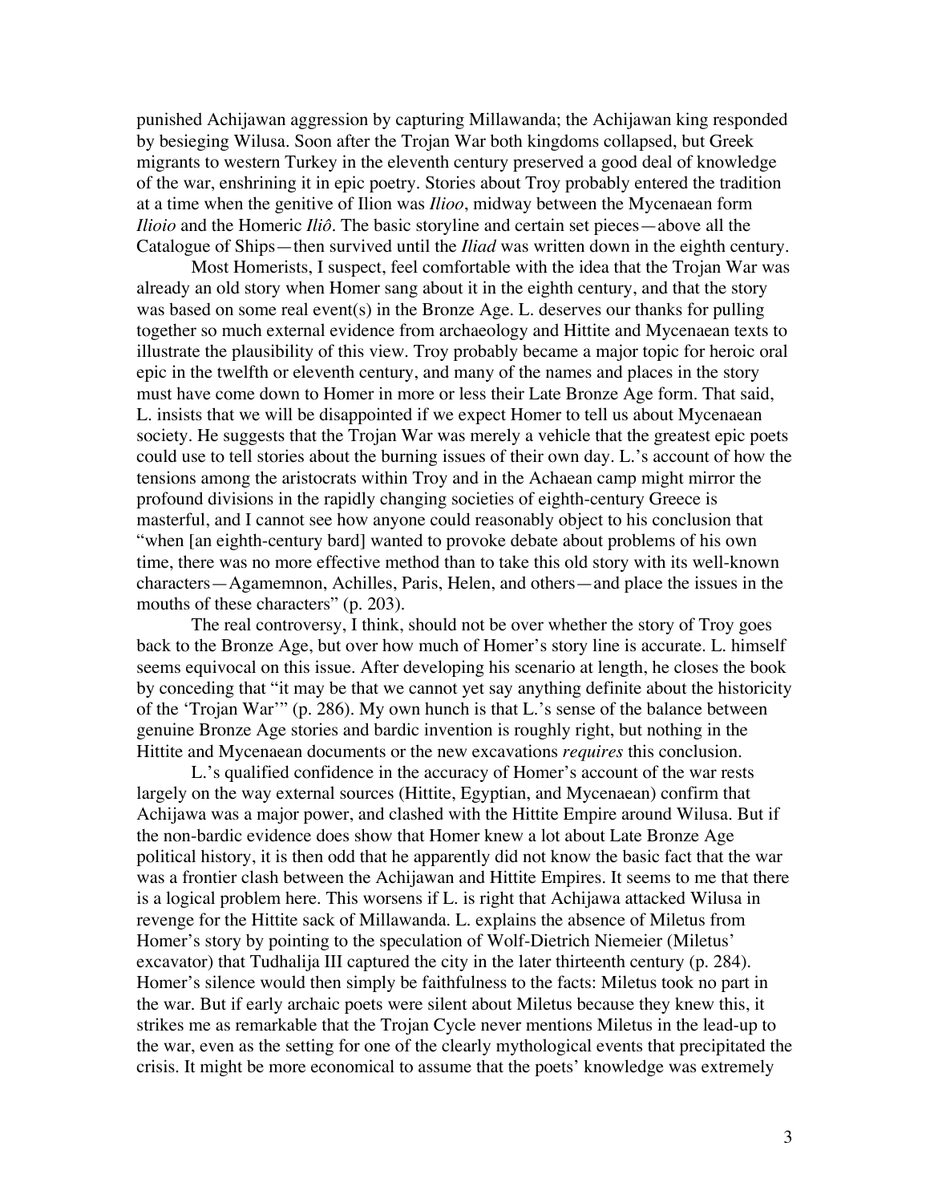punished Achijawan aggression by capturing Millawanda; the Achijawan king responded by besieging Wilusa. Soon after the Trojan War both kingdoms collapsed, but Greek migrants to western Turkey in the eleventh century preserved a good deal of knowledge of the war, enshrining it in epic poetry. Stories about Troy probably entered the tradition at a time when the genitive of Ilion was *Ilioo*, midway between the Mycenaean form *Ilioio* and the Homeric *Iliô*. The basic storyline and certain set pieces—above all the Catalogue of Ships—then survived until the *Iliad* was written down in the eighth century.

Most Homerists, I suspect, feel comfortable with the idea that the Trojan War was already an old story when Homer sang about it in the eighth century, and that the story was based on some real event(s) in the Bronze Age. L. deserves our thanks for pulling together so much external evidence from archaeology and Hittite and Mycenaean texts to illustrate the plausibility of this view. Troy probably became a major topic for heroic oral epic in the twelfth or eleventh century, and many of the names and places in the story must have come down to Homer in more or less their Late Bronze Age form. That said, L. insists that we will be disappointed if we expect Homer to tell us about Mycenaean society. He suggests that the Trojan War was merely a vehicle that the greatest epic poets could use to tell stories about the burning issues of their own day. L.'s account of how the tensions among the aristocrats within Troy and in the Achaean camp might mirror the profound divisions in the rapidly changing societies of eighth-century Greece is masterful, and I cannot see how anyone could reasonably object to his conclusion that "when [an eighth-century bard] wanted to provoke debate about problems of his own time, there was no more effective method than to take this old story with its well-known characters—Agamemnon, Achilles, Paris, Helen, and others—and place the issues in the mouths of these characters" (p. 203).

The real controversy, I think, should not be over whether the story of Troy goes back to the Bronze Age, but over how much of Homer's story line is accurate. L. himself seems equivocal on this issue. After developing his scenario at length, he closes the book by conceding that "it may be that we cannot yet say anything definite about the historicity of the 'Trojan War'" (p. 286). My own hunch is that L.'s sense of the balance between genuine Bronze Age stories and bardic invention is roughly right, but nothing in the Hittite and Mycenaean documents or the new excavations *requires* this conclusion.

L.'s qualified confidence in the accuracy of Homer's account of the war rests largely on the way external sources (Hittite, Egyptian, and Mycenaean) confirm that Achijawa was a major power, and clashed with the Hittite Empire around Wilusa. But if the non-bardic evidence does show that Homer knew a lot about Late Bronze Age political history, it is then odd that he apparently did not know the basic fact that the war was a frontier clash between the Achijawan and Hittite Empires. It seems to me that there is a logical problem here. This worsens if L. is right that Achijawa attacked Wilusa in revenge for the Hittite sack of Millawanda. L. explains the absence of Miletus from Homer's story by pointing to the speculation of Wolf-Dietrich Niemeier (Miletus' excavator) that Tudhalija III captured the city in the later thirteenth century (p. 284). Homer's silence would then simply be faithfulness to the facts: Miletus took no part in the war. But if early archaic poets were silent about Miletus because they knew this, it strikes me as remarkable that the Trojan Cycle never mentions Miletus in the lead-up to the war, even as the setting for one of the clearly mythological events that precipitated the crisis. It might be more economical to assume that the poets' knowledge was extremely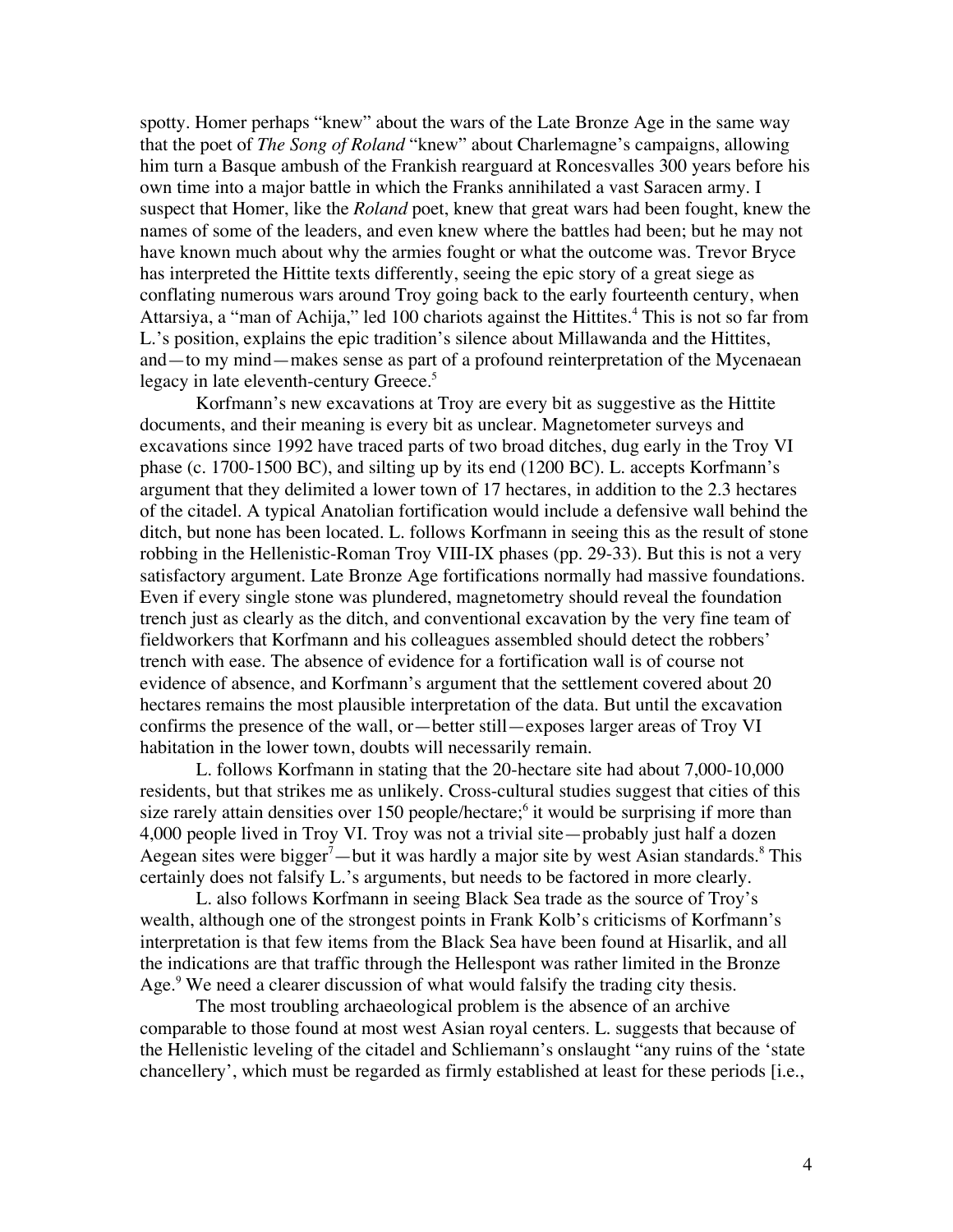spotty. Homer perhaps "knew" about the wars of the Late Bronze Age in the same way that the poet of *The Song of Roland* "knew" about Charlemagne's campaigns, allowing him turn a Basque ambush of the Frankish rearguard at Roncesvalles 300 years before his own time into a major battle in which the Franks annihilated a vast Saracen army. I suspect that Homer, like the *Roland* poet, knew that great wars had been fought, knew the names of some of the leaders, and even knew where the battles had been; but he may not have known much about why the armies fought or what the outcome was. Trevor Bryce has interpreted the Hittite texts differently, seeing the epic story of a great siege as conflating numerous wars around Troy going back to the early fourteenth century, when Attarsiya, a "man of Achija," led 100 chariots against the Hittites.[4] This is not so far from L.'s position, explains the epic tradition's silence about Millawanda and the Hittites, and—to my mind—makes sense as part of a profound reinterpretation of the Mycenaean legacy in late eleventh-century Greece.[5]

Korfmann's new excavations at Troy are every bit as suggestive as the Hittite documents, and their meaning is every bit as unclear. Magnetometer surveys and excavations since 1992 have traced parts of two broad ditches, dug early in the Troy VI phase (c. 1700-1500 BC), and silting up by its end (1200 BC). L. accepts Korfmann's argument that they delimited a lower town of 17 hectares, in addition to the 2.3 hectares of the citadel. A typical Anatolian fortification would include a defensive wall behind the ditch, but none has been located. L. follows Korfmann in seeing this as the result of stone robbing in the Hellenistic-Roman Troy VIII-IX phases (pp. 29-33). But this is not a very satisfactory argument. Late Bronze Age fortifications normally had massive foundations. Even if every single stone was plundered, magnetometry should reveal the foundation trench just as clearly as the ditch, and conventional excavation by the very fine team of fieldworkers that Korfmann and his colleagues assembled should detect the robbers' trench with ease. The absence of evidence for a fortification wall is of course not evidence of absence, and Korfmann's argument that the settlement covered about 20 hectares remains the most plausible interpretation of the data. But until the excavation confirms the presence of the wall, or—better still—exposes larger areas of Troy VI habitation in the lower town, doubts will necessarily remain.

L. follows Korfmann in stating that the 20-hectare site had about 7,000-10,000 residents, but that strikes me as unlikely. Cross-cultural studies suggest that cities of this size rarely attain densities over 150 people/hectare;[6] it would be surprising if more than 4,000 people lived in Troy VI. Troy was not a trivial site—probably just half a dozen Aegean sites were bigger[7]—but it was hardly a major site by west Asian standards.[8] This certainly does not falsify L.'s arguments, but needs to be factored in more clearly.

L. also follows Korfmann in seeing Black Sea trade as the source of Troy's wealth, although one of the strongest points in Frank Kolb's criticisms of Korfmann's interpretation is that few items from the Black Sea have been found at Hisarlik, and all the indications are that traffic through the Hellespont was rather limited in the Bronze Age.[9] We need a clearer discussion of what would falsify the trading city thesis.

The most troubling archaeological problem is the absence of an archive comparable to those found at most west Asian royal centers. L. suggests that because of the Hellenistic leveling of the citadel and Schliemann's onslaught "any ruins of the 'state chancellery', which must be regarded as firmly established at least for these periods [i.e.,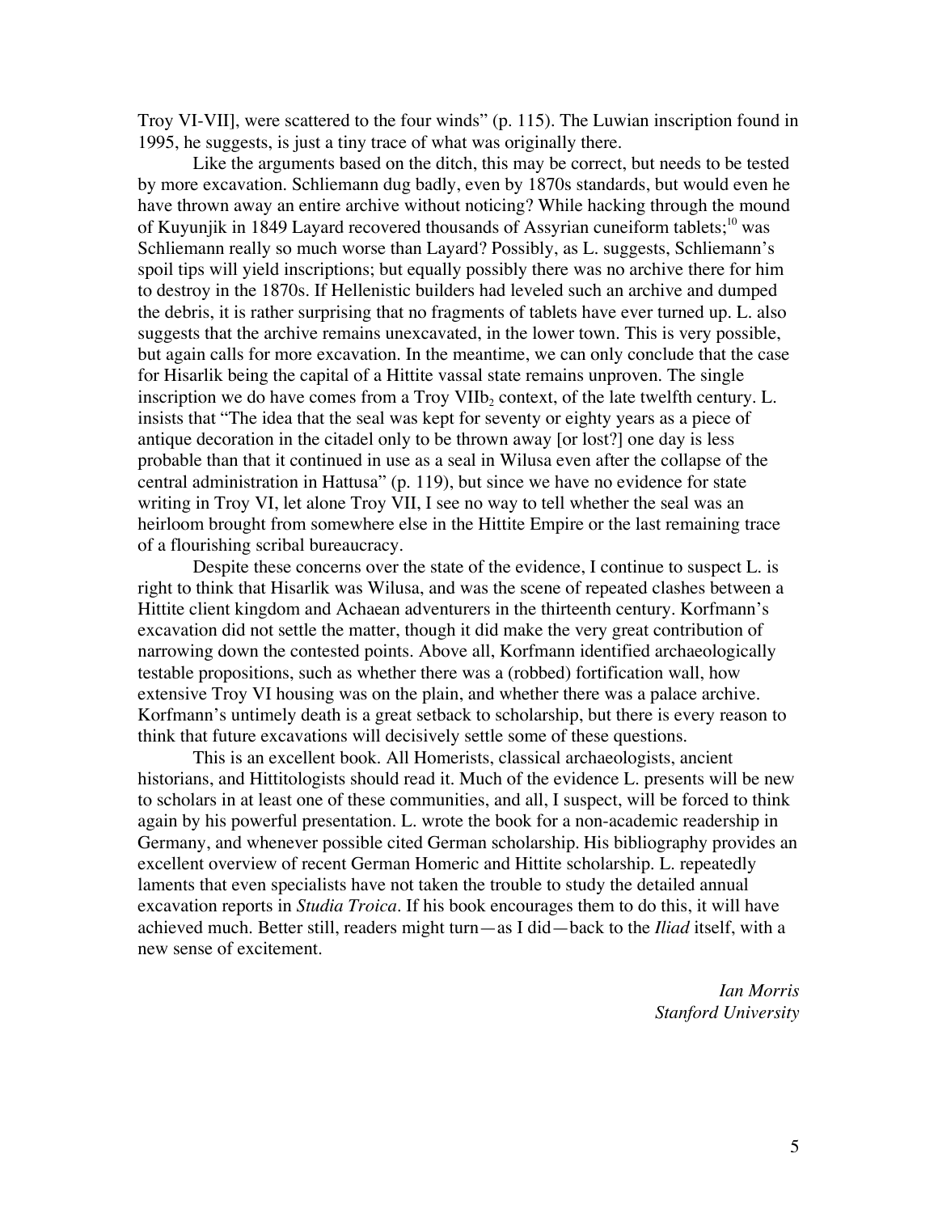Troy VI-VII], were scattered to the four winds" (p. 115). The Luwian inscription found in 1995, he suggests, is just a tiny trace of what was originally there.

Like the arguments based on the ditch, this may be correct, but needs to be tested by more excavation. Schliemann dug badly, even by 1870s standards, but would even he have thrown away an entire archive without noticing? While hacking through the mound of Kuyunjik in 1849 Layard recovered thousands of Assyrian cuneiform tablets;[10] was Schliemann really so much worse than Layard? Possibly, as L. suggests, Schliemann's spoil tips will yield inscriptions; but equally possibly there was no archive there for him to destroy in the 1870s. If Hellenistic builders had leveled such an archive and dumped the debris, it is rather surprising that no fragments of tablets have ever turned up. L. also suggests that the archive remains unexcavated, in the lower town. This is very possible, but again calls for more excavation. In the meantime, we can only conclude that the case for Hisarlik being the capital of a Hittite vassal state remains unproven. The single inscription we do have comes from a Troy VIIb$_2$ context, of the late twelfth century. L. insists that "The idea that the seal was kept for seventy or eighty years as a piece of antique decoration in the citadel only to be thrown away [or lost?] one day is less probable than that it continued in use as a seal in Wilusa even after the collapse of the central administration in Hattusa" (p. 119), but since we have no evidence for state writing in Troy VI, let alone Troy VII, I see no way to tell whether the seal was an heirloom brought from somewhere else in the Hittite Empire or the last remaining trace of a flourishing scribal bureaucracy.

Despite these concerns over the state of the evidence, I continue to suspect L. is right to think that Hisarlik was Wilusa, and was the scene of repeated clashes between a Hittite client kingdom and Achaean adventurers in the thirteenth century. Korfmann's excavation did not settle the matter, though it did make the very great contribution of narrowing down the contested points. Above all, Korfmann identified archaeologically testable propositions, such as whether there was a (robbed) fortification wall, how extensive Troy VI housing was on the plain, and whether there was a palace archive. Korfmann's untimely death is a great setback to scholarship, but there is every reason to think that future excavations will decisively settle some of these questions.

This is an excellent book. All Homerists, classical archaeologists, ancient historians, and Hittitologists should read it. Much of the evidence L. presents will be new to scholars in at least one of these communities, and all, I suspect, will be forced to think again by his powerful presentation. L. wrote the book for a non-academic readership in Germany, and whenever possible cited German scholarship. His bibliography provides an excellent overview of recent German Homeric and Hittite scholarship. L. repeatedly laments that even specialists have not taken the trouble to study the detailed annual excavation reports in *Studia Troica*. If his book encourages them to do this, it will have achieved much. Better still, readers might turn—as I did—back to the *Iliad* itself, with a new sense of excitement.

*Ian Morris*
*Stanford University*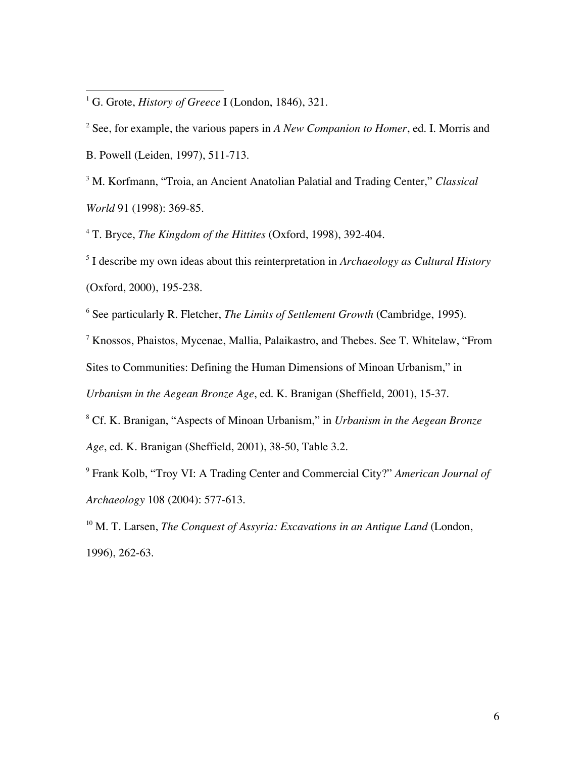[1] G. Grote, *History of Greece* I (London, 1846), 321.

[2] See, for example, the various papers in *A New Companion to Homer*, ed. I. Morris and B. Powell (Leiden, 1997), 511-713.

[3] M. Korfmann, "Troia, an Ancient Anatolian Palatial and Trading Center," *Classical World* 91 (1998): 369-85.

[4] T. Bryce, *The Kingdom of the Hittites* (Oxford, 1998), 392-404.

[5] I describe my own ideas about this reinterpretation in *Archaeology as Cultural History* (Oxford, 2000), 195-238.

[6] See particularly R. Fletcher, *The Limits of Settlement Growth* (Cambridge, 1995).

[7] Knossos, Phaistos, Mycenae, Mallia, Palaikastro, and Thebes. See T. Whitelaw, "From Sites to Communities: Defining the Human Dimensions of Minoan Urbanism," in *Urbanism in the Aegean Bronze Age*, ed. K. Branigan (Sheffield, 2001), 15-37.

[8] Cf. K. Branigan, "Aspects of Minoan Urbanism," in *Urbanism in the Aegean Bronze Age*, ed. K. Branigan (Sheffield, 2001), 38-50, Table 3.2.

[9] Frank Kolb, "Troy VI: A Trading Center and Commercial City?" *American Journal of Archaeology* 108 (2004): 577-613.

[10] M. T. Larsen, *The Conquest of Assyria: Excavations in an Antique Land* (London, 1996), 262-63.